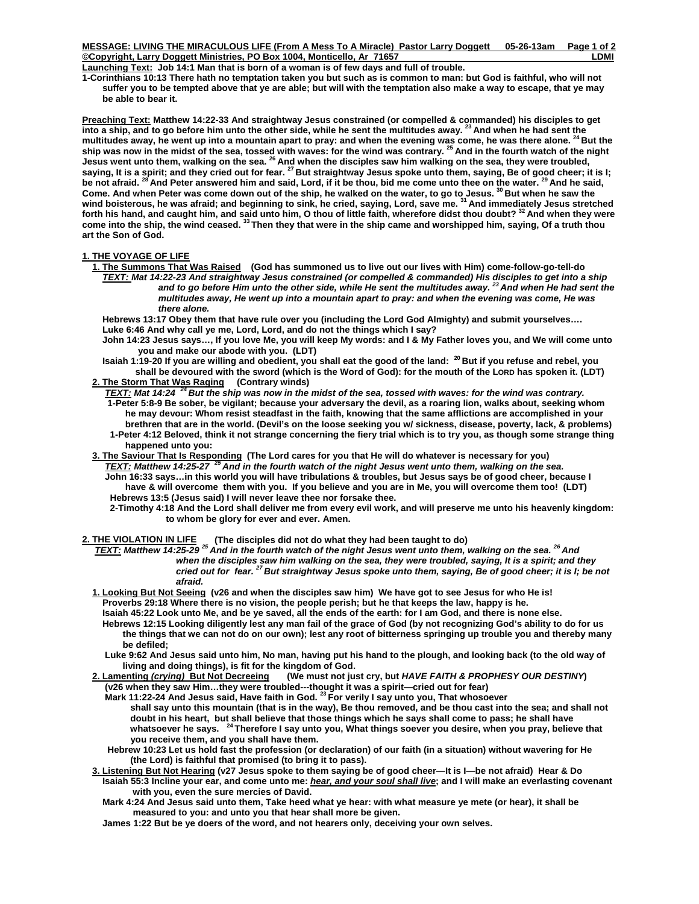**MESSAGE: LIVING THE MIRACULOUS LIFE (From A Mess To A Miracle) Pastor Larry Doggett 05-26-13am**
**©Copyright, Larry Doggett Ministries, PO Box 1004, Monticello, Ar 71657 LDMI**

**Launching Text: Job 14:1 Man that is born of a woman is of few days and full of trouble.**

**1-Corinthians 10:13 There hath no temptation taken you but such as is common to man: but God is faithful, who will not suffer you to be tempted above that ye are able; but will with the temptation also make a way to escape, that ye may be able to bear it.**

**Preaching Text: Matthew 14:22-33 And straightway Jesus constrained (or compelled & commanded) his disciples to get into a ship, and to go before him unto the other side, while he sent the multitudes away. [23] And when he had sent the multitudes away, he went up into a mountain apart to pray: and when the evening was come, he was there alone. [24] But the ship was now in the midst of the sea, tossed with waves: for the wind was contrary. [25] And in the fourth watch of the night Jesus went unto them, walking on the sea. [26] And when the disciples saw him walking on the sea, they were troubled, saying, It is a spirit; and they cried out for fear. [27] But straightway Jesus spoke unto them, saying, Be of good cheer; it is I; be not afraid. [28] And Peter answered him and said, Lord, if it be thou, bid me come unto thee on the water. [29] And he said, Come. And when Peter was come down out of the ship, he walked on the water, to go to Jesus. [30] But when he saw the wind boisterous, he was afraid; and beginning to sink, he cried, saying, Lord, save me. [31] And immediately Jesus stretched forth his hand, and caught him, and said unto him, O thou of little faith, wherefore didst thou doubt? [32] And when they were come into the ship, the wind ceased. [33] Then they that were in the ship came and worshipped him, saying, Of a truth thou art the Son of God.**

## 1. THE VOYAGE OF LIFE

**1. The Summons That Was Raised (God has summoned us to live out our lives with Him) come-follow-go-tell-do**

***TEXT:** Mat 14:22-23 And straightway Jesus constrained (or compelled & commanded) His disciples to get into a ship and to go before Him unto the other side, while He sent the multitudes away. [23] And when He had sent the multitudes away, He went up into a mountain apart to pray: and when the evening was come, He was there alone.*

**Hebrews 13:17 Obey them that have rule over you (including the Lord God Almighty) and submit yourselves….**

**Luke 6:46 And why call ye me, Lord, Lord, and do not the things which I say?**

**John 14:23 Jesus says…, If you love Me, you will keep My words: and I & My Father loves you, and We will come unto you and make our abode with you. (LDT)**

**Isaiah 1:19-20 If you are willing and obedient, you shall eat the good of the land: [20] But if you refuse and rebel, you shall be devoured with the sword (which is the Word of God): for the mouth of the LORD has spoken it. (LDT)**

**2. The Storm That Was Raging (Contrary winds)**

***TEXT:** Mat 14:24 [24] But the ship was now in the midst of the sea, tossed with waves: for the wind was contrary.*

**1-Peter 5:8-9 Be sober, be vigilant; because your adversary the devil, as a roaring lion, walks about, seeking whom he may devour: Whom resist steadfast in the faith, knowing that the same afflictions are accomplished in your brethren that are in the world. (Devil's on the loose seeking you w/ sickness, disease, poverty, lack, & problems)**

**1-Peter 4:12 Beloved, think it not strange concerning the fiery trial which is to try you, as though some strange thing happened unto you:**

**3. The Saviour That Is Responding (The Lord cares for you that He will do whatever is necessary for you)**

***TEXT:** Matthew 14:25-27 [25] And in the fourth watch of the night Jesus went unto them, walking on the sea.*

**John 16:33 says…in this world you will have tribulations & troubles, but Jesus says be of good cheer, because I have & will overcome them with you. If you believe and you are in Me, you will overcome them too! (LDT)**

**Hebrews 13:5 (Jesus said) I will never leave thee nor forsake thee.**

**2-Timothy 4:18 And the Lord shall deliver me from every evil work, and will preserve me unto his heavenly kingdom: to whom be glory for ever and ever. Amen.**

## 2. THE VIOLATION IN LIFE (The disciples did not do what they had been taught to do)

***TEXT:** Matthew 14:25-29 [25] And in the fourth watch of the night Jesus went unto them, walking on the sea. [26] And when the disciples saw him walking on the sea, they were troubled, saying, It is a spirit; and they cried out for fear. [27] But straightway Jesus spoke unto them, saying, Be of good cheer; it is I; be not afraid.*

**1. Looking But Not Seeing (v26 and when the disciples saw him) We have got to see Jesus for who He is!**

**Proverbs 29:18 Where there is no vision, the people perish; but he that keeps the law, happy is he.**

**Isaiah 45:22 Look unto Me, and be ye saved, all the ends of the earth: for I am God, and there is none else.**

**Hebrews 12:15 Looking diligently lest any man fail of the grace of God (by not recognizing God's ability to do for us the things that we can not do on our own); lest any root of bitterness springing up trouble you and thereby many be defiled;**

**Luke 9:62 And Jesus said unto him, No man, having put his hand to the plough, and looking back (to the old way of living and doing things), is fit for the kingdom of God.**

**2. Lamenting *(crying)* But Not Decreeing (We must not just cry, but *HAVE FAITH & PROPHESY OUR DESTINY*)**
**(v26 when they saw Him…they were troubled---thought it was a spirit—cried out for fear)**

**Mark 11:22-24 And Jesus said, Have faith in God. [23] For verily I say unto you, That whosoever shall say unto this mountain (that is in the way), Be thou removed, and be thou cast into the sea; and shall not doubt in his heart, but shall believe that those things which he says shall come to pass; he shall have whatsoever he says. [24] Therefore I say unto you, What things soever you desire, when you pray, believe that you receive them, and you shall have them.**

**Hebrew 10:23 Let us hold fast the profession (or declaration) of our faith (in a situation) without wavering for He (the Lord) is faithful that promised (to bring it to pass).**

**3. Listening But Not Hearing (v27 Jesus spoke to them saying be of good cheer—It is I—be not afraid) Hear & Do**

**Isaiah 55:3 Incline your ear, and come unto me: *hear, and your soul shall live*; and I will make an everlasting covenant with you, even the sure mercies of David.**

**Mark 4:24 And Jesus said unto them, Take heed what ye hear: with what measure ye mete (or hear), it shall be measured to you: and unto you that hear shall more be given.**

**James 1:22 But be ye doers of the word, and not hearers only, deceiving your own selves.**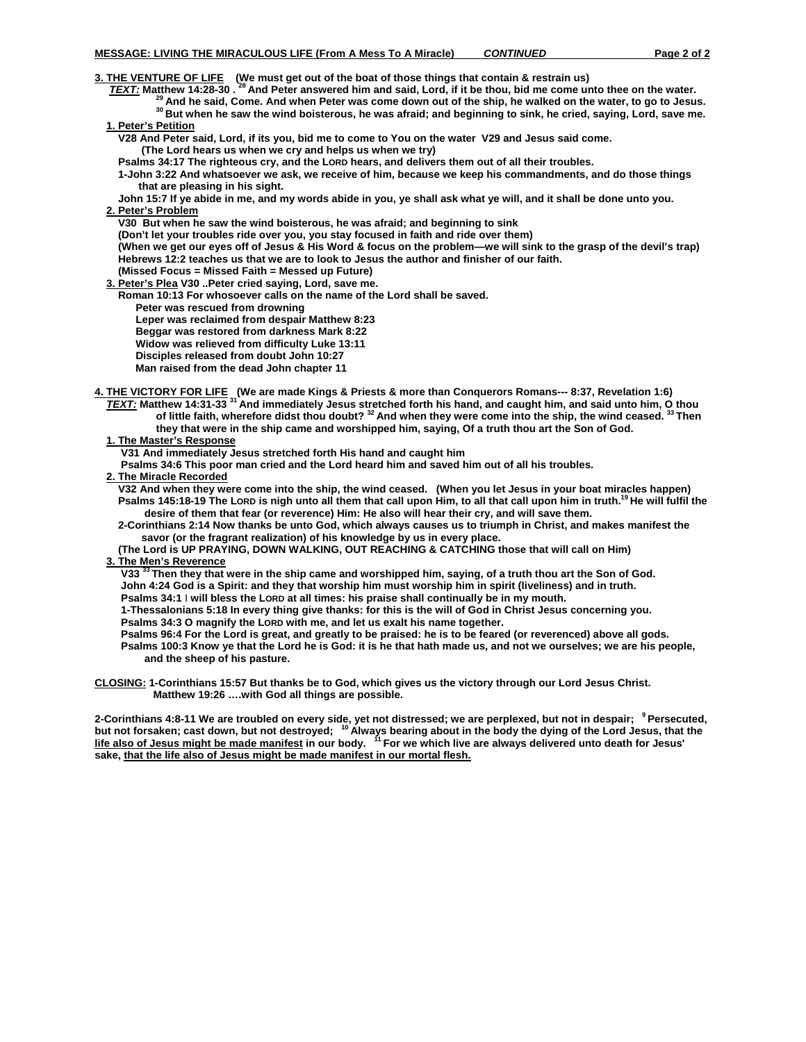**3. THE VENTURE OF LIFE** (We must get out of the boat of those things that contain & restrain us)

***TEXT:*** **Matthew 14:28-30 . [28] And Peter answered him and said, Lord, if it be thou, bid me come unto thee on the water. [29] And he said, Come. And when Peter was come down out of the ship, he walked on the water, to go to Jesus. [30] But when he saw the wind boisterous, he was afraid; and beginning to sink, he cried, saying, Lord, save me.**

**1. Peter's Petition**

**V28 And Peter said, Lord, if its you, bid me to come to You on the water V29 and Jesus said come.**
**(The Lord hears us when we cry and helps us when we try)**
**Psalms 34:17 The righteous cry, and the LORD hears, and delivers them out of all their troubles.**
**1-John 3:22 And whatsoever we ask, we receive of him, because we keep his commandments, and do those things that are pleasing in his sight.**
**John 15:7 If ye abide in me, and my words abide in you, ye shall ask what ye will, and it shall be done unto you.**

**2. Peter's Problem**

**V30 But when he saw the wind boisterous, he was afraid; and beginning to sink**
**(Don't let your troubles ride over you, you stay focused in faith and ride over them)**
**(When we get our eyes off of Jesus & His Word & focus on the problem—we will sink to the grasp of the devil's trap)**
**Hebrews 12:2 teaches us that we are to look to Jesus the author and finisher of our faith.**
**(Missed Focus = Missed Faith = Messed up Future)**

**3. Peter's Plea V30 ..Peter cried saying, Lord, save me.**

**Roman 10:13 For whosoever calls on the name of the Lord shall be saved.**
**Peter was rescued from drowning**
**Leper was reclaimed from despair Matthew 8:23**
**Beggar was restored from darkness Mark 8:22**
**Widow was relieved from difficulty Luke 13:11**
**Disciples released from doubt John 10:27**
**Man raised from the dead John chapter 11**

**4. THE VICTORY FOR LIFE** (We are made Kings & Priests & more than Conquerors Romans--- 8:37, Revelation 1:6)

***TEXT:*** **Matthew 14:31-33 [31] And immediately Jesus stretched forth his hand, and caught him, and said unto him, O thou of little faith, wherefore didst thou doubt? [32] And when they were come into the ship, the wind ceased. [33] Then they that were in the ship came and worshipped him, saying, Of a truth thou art the Son of God.**

**1. The Master's Response**

**V31 And immediately Jesus stretched forth His hand and caught him**
**Psalms 34:6 This poor man cried and the Lord heard him and saved him out of all his troubles.**

**2. The Miracle Recorded**

**V32 And when they were come into the ship, the wind ceased. (When you let Jesus in your boat miracles happen)**
**Psalms 145:18-19 The LORD is nigh unto all them that call upon Him, to all that call upon him in truth.[19] He will fulfil the desire of them that fear (or reverence) Him: He also will hear their cry, and will save them.**
**2-Corinthians 2:14 Now thanks be unto God, which always causes us to triumph in Christ, and makes manifest the savor (or the fragrant realization) of his knowledge by us in every place.**
**(The Lord is UP PRAYING, DOWN WALKING, OUT REACHING & CATCHING those that will call on Him)**

**3. The Men's Reverence**

**V33 [33] Then they that were in the ship came and worshipped him, saying, of a truth thou art the Son of God.**
**John 4:24 God is a Spirit: and they that worship him must worship him in spirit (liveliness) and in truth.**
**Psalms 34:1 I will bless the LORD at all times: his praise shall continually be in my mouth.**
**1-Thessalonians 5:18 In every thing give thanks: for this is the will of God in Christ Jesus concerning you.**
**Psalms 34:3 O magnify the LORD with me, and let us exalt his name together.**
**Psalms 96:4 For the Lord is great, and greatly to be praised: he is to be feared (or reverenced) above all gods.**
**Psalms 100:3 Know ye that the Lord he is God: it is he that hath made us, and not we ourselves; we are his people, and the sheep of his pasture.**

**CLOSING: 1-Corinthians 15:57 But thanks be to God, which gives us the victory through our Lord Jesus Christ.**
**Matthew 19:26 ….with God all things are possible.**

**2-Corinthians 4:8-11 We are troubled on every side, yet not distressed; we are perplexed, but not in despair; [9] Persecuted, but not forsaken; cast down, but not destroyed; [10] Always bearing about in the body the dying of the Lord Jesus, that the life also of Jesus might be made manifest in our body. [11] For we which live are always delivered unto death for Jesus' sake, that the life also of Jesus might be made manifest in our mortal flesh.**